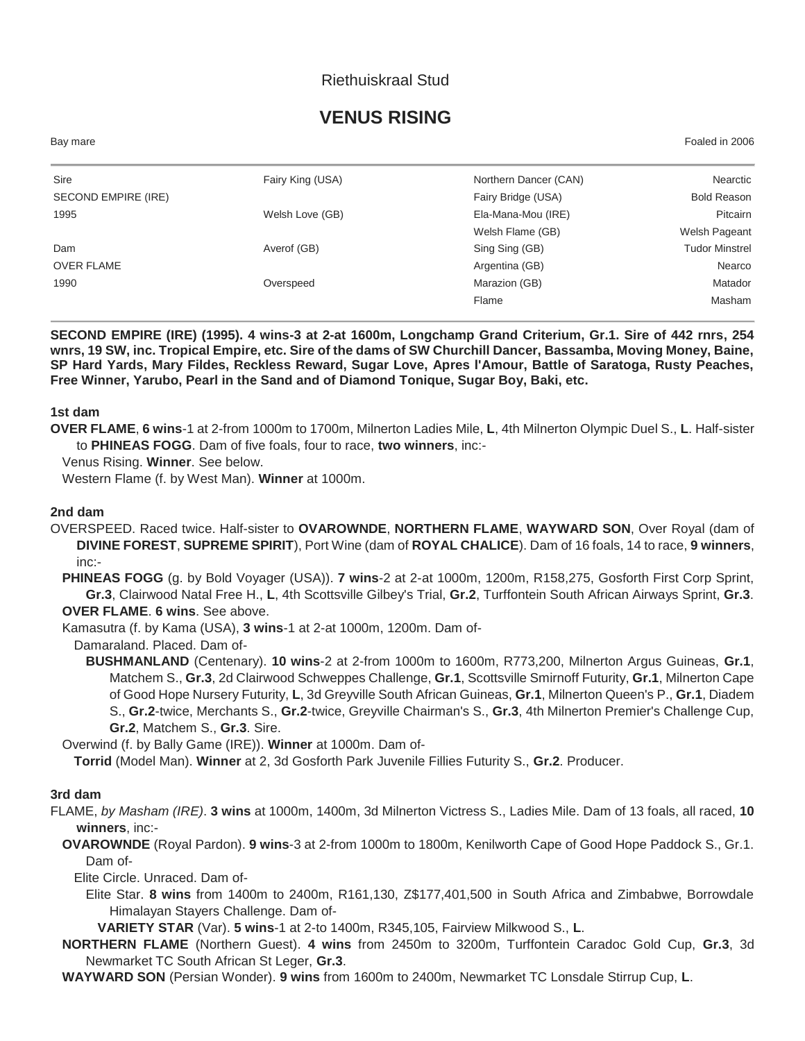Riethuiskraal Stud

# VENUS RISING

Bay mare — Foaled in 2006

| | | | |
|---|---|---|---|
| Sire | Fairy King (USA) | Northern Dancer (CAN) | Nearctic |
| SECOND EMPIRE (IRE) | | Fairy Bridge (USA) | Bold Reason |
| 1995 | Welsh Love (GB) | Ela-Mana-Mou (IRE) | Pitcairn |
| | | Welsh Flame (GB) | Welsh Pageant |
| Dam | Averof (GB) | Sing Sing (GB) | Tudor Minstrel |
| OVER FLAME | | Argentina (GB) | Nearco |
| 1990 | Overspeed | Marazion (GB) | Matador |
| | | Flame | Masham |

**SECOND EMPIRE (IRE) (1995). 4 wins-3 at 2-at 1600m, Longchamp Grand Criterium, Gr.1. Sire of 442 rnrs, 254 wnrs, 19 SW, inc. Tropical Empire, etc. Sire of the dams of SW Churchill Dancer, Bassamba, Moving Money, Baine, SP Hard Yards, Mary Fildes, Reckless Reward, Sugar Love, Apres l'Amour, Battle of Saratoga, Rusty Peaches, Free Winner, Yarubo, Pearl in the Sand and of Diamond Tonique, Sugar Boy, Baki, etc.**

### 1st dam

**OVER FLAME**, **6 wins**-1 at 2-from 1000m to 1700m, Milnerton Ladies Mile, **L**, 4th Milnerton Olympic Duel S., **L**. Half-sister to **PHINEAS FOGG**. Dam of five foals, four to race, **two winners**, inc:-

- Venus Rising. **Winner**. See below.
- Western Flame (f. by West Man). **Winner** at 1000m.

### 2nd dam

OVERSPEED. Raced twice. Half-sister to **OVAROWNDE**, **NORTHERN FLAME**, **WAYWARD SON**, Over Royal (dam of **DIVINE FOREST**, **SUPREME SPIRIT**), Port Wine (dam of **ROYAL CHALICE**). Dam of 16 foals, 14 to race, **9 winners**, inc:-

- **PHINEAS FOGG** (g. by Bold Voyager (USA)). **7 wins**-2 at 2-at 1000m, 1200m, R158,275, Gosforth First Corp Sprint, **Gr.3**, Clairwood Natal Free H., **L**, 4th Scottsville Gilbey's Trial, **Gr.2**, Turffontein South African Airways Sprint, **Gr.3**.
- **OVER FLAME**. **6 wins**. See above.
- Kamasutra (f. by Kama (USA), **3 wins**-1 at 2-at 1000m, 1200m. Dam of-
  - Damaraland. Placed. Dam of-
    - **BUSHMANLAND** (Centenary). **10 wins**-2 at 2-from 1000m to 1600m, R773,200, Milnerton Argus Guineas, **Gr.1**, Matchem S., **Gr.3**, 2d Clairwood Schweppes Challenge, **Gr.1**, Scottsville Smirnoff Futurity, **Gr.1**, Milnerton Cape of Good Hope Nursery Futurity, **L**, 3d Greyville South African Guineas, **Gr.1**, Milnerton Queen's P., **Gr.1**, Diadem S., **Gr.2**-twice, Merchants S., **Gr.2**-twice, Greyville Chairman's S., **Gr.3**, 4th Milnerton Premier's Challenge Cup, **Gr.2**, Matchem S., **Gr.3**. Sire.
- Overwind (f. by Bally Game (IRE)). **Winner** at 1000m. Dam of-
  - **Torrid** (Model Man). **Winner** at 2, 3d Gosforth Park Juvenile Fillies Futurity S., **Gr.2**. Producer.

### 3rd dam

FLAME, *by Masham (IRE)*. **3 wins** at 1000m, 1400m, 3d Milnerton Victress S., Ladies Mile. Dam of 13 foals, all raced, **10 winners**, inc:-

- **OVAROWNDE** (Royal Pardon). **9 wins**-3 at 2-from 1000m to 1800m, Kenilworth Cape of Good Hope Paddock S., Gr.1. Dam of-
  - Elite Circle. Unraced. Dam of-
    - Elite Star. **8 wins** from 1400m to 2400m, R161,130, Z$177,401,500 in South Africa and Zimbabwe, Borrowdale Himalayan Stayers Challenge. Dam of-
      - **VARIETY STAR** (Var). **5 wins**-1 at 2-to 1400m, R345,105, Fairview Milkwood S., **L**.
- **NORTHERN FLAME** (Northern Guest). **4 wins** from 2450m to 3200m, Turffontein Caradoc Gold Cup, **Gr.3**, 3d Newmarket TC South African St Leger, **Gr.3**.
- **WAYWARD SON** (Persian Wonder). **9 wins** from 1600m to 2400m, Newmarket TC Lonsdale Stirrup Cup, **L**.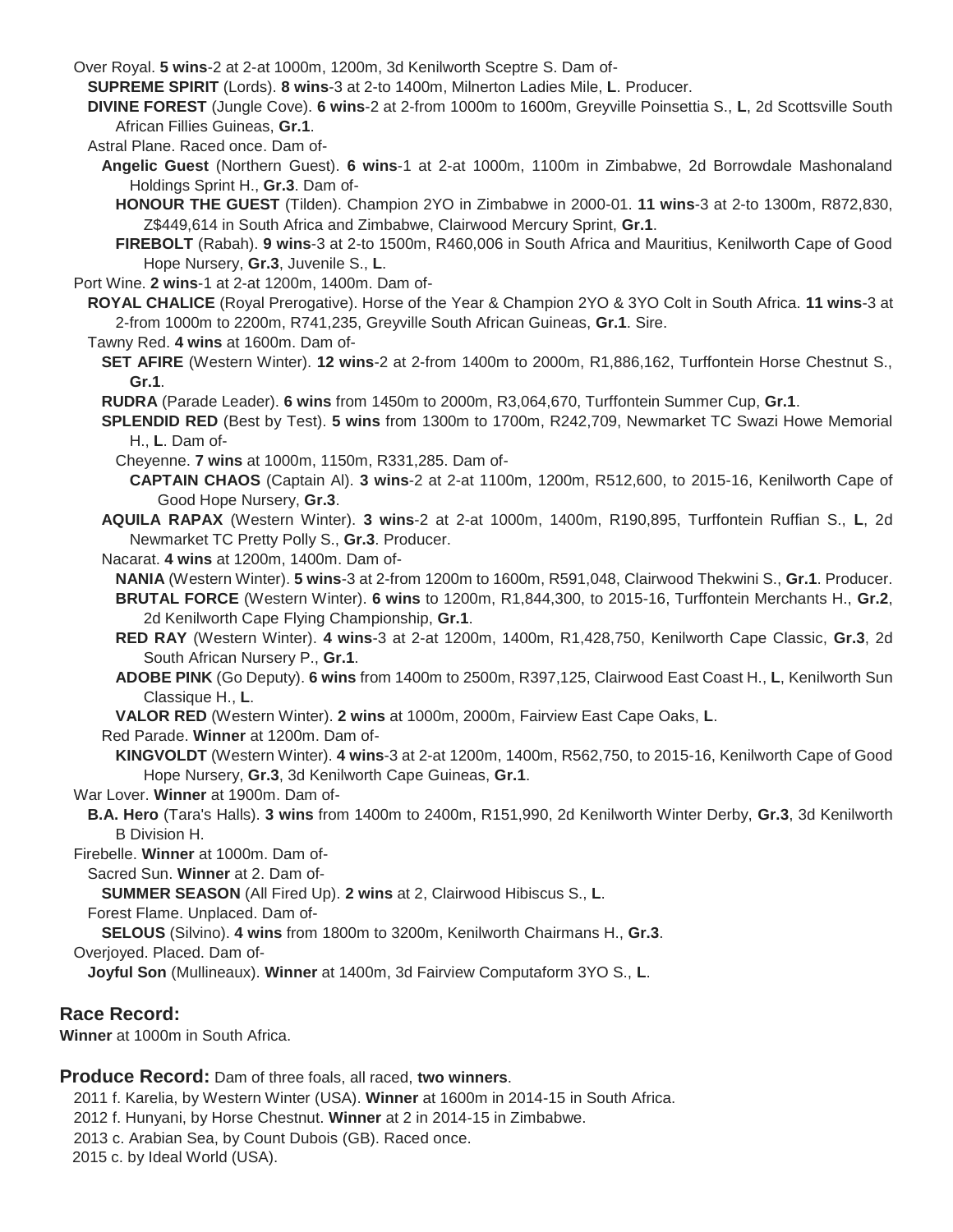Over Royal. **5 wins**-2 at 2-at 1000m, 1200m, 3d Kenilworth Sceptre S. Dam of-

**SUPREME SPIRIT** (Lords). **8 wins**-3 at 2-to 1400m, Milnerton Ladies Mile, **L**. Producer.

**DIVINE FOREST** (Jungle Cove). **6 wins**-2 at 2-from 1000m to 1600m, Greyville Poinsettia S., **L**, 2d Scottsville South African Fillies Guineas, **Gr.1**.

Astral Plane. Raced once. Dam of-

**Angelic Guest** (Northern Guest). **6 wins**-1 at 2-at 1000m, 1100m in Zimbabwe, 2d Borrowdale Mashonaland Holdings Sprint H., **Gr.3**. Dam of-

**HONOUR THE GUEST** (Tilden). Champion 2YO in Zimbabwe in 2000-01. **11 wins**-3 at 2-to 1300m, R872,830, Z$449,614 in South Africa and Zimbabwe, Clairwood Mercury Sprint, **Gr.1**.

**FIREBOLT** (Rabah). **9 wins**-3 at 2-to 1500m, R460,006 in South Africa and Mauritius, Kenilworth Cape of Good Hope Nursery, **Gr.3**, Juvenile S., **L**.

Port Wine. **2 wins**-1 at 2-at 1200m, 1400m. Dam of-

**ROYAL CHALICE** (Royal Prerogative). Horse of the Year & Champion 2YO & 3YO Colt in South Africa. **11 wins**-3 at 2-from 1000m to 2200m, R741,235, Greyville South African Guineas, **Gr.1**. Sire.

Tawny Red. **4 wins** at 1600m. Dam of-

**SET AFIRE** (Western Winter). **12 wins**-2 at 2-from 1400m to 2000m, R1,886,162, Turffontein Horse Chestnut S., **Gr.1**.

**RUDRA** (Parade Leader). **6 wins** from 1450m to 2000m, R3,064,670, Turffontein Summer Cup, **Gr.1**.

**SPLENDID RED** (Best by Test). **5 wins** from 1300m to 1700m, R242,709, Newmarket TC Swazi Howe Memorial H., **L**. Dam of-

Cheyenne. **7 wins** at 1000m, 1150m, R331,285. Dam of-

**CAPTAIN CHAOS** (Captain Al). **3 wins**-2 at 2-at 1100m, 1200m, R512,600, to 2015-16, Kenilworth Cape of Good Hope Nursery, **Gr.3**.

**AQUILA RAPAX** (Western Winter). **3 wins**-2 at 2-at 1000m, 1400m, R190,895, Turffontein Ruffian S., **L**, 2d Newmarket TC Pretty Polly S., **Gr.3**. Producer.

Nacarat. **4 wins** at 1200m, 1400m. Dam of-

**NANIA** (Western Winter). **5 wins**-3 at 2-from 1200m to 1600m, R591,048, Clairwood Thekwini S., **Gr.1**. Producer.

**BRUTAL FORCE** (Western Winter). **6 wins** to 1200m, R1,844,300, to 2015-16, Turffontein Merchants H., **Gr.2**, 2d Kenilworth Cape Flying Championship, **Gr.1**.

**RED RAY** (Western Winter). **4 wins**-3 at 2-at 1200m, 1400m, R1,428,750, Kenilworth Cape Classic, **Gr.3**, 2d South African Nursery P., **Gr.1**.

**ADOBE PINK** (Go Deputy). **6 wins** from 1400m to 2500m, R397,125, Clairwood East Coast H., **L**, Kenilworth Sun Classique H., **L**.

**VALOR RED** (Western Winter). **2 wins** at 1000m, 2000m, Fairview East Cape Oaks, **L**.

Red Parade. **Winner** at 1200m. Dam of-

**KINGVOLDT** (Western Winter). **4 wins**-3 at 2-at 1200m, 1400m, R562,750, to 2015-16, Kenilworth Cape of Good Hope Nursery, **Gr.3**, 3d Kenilworth Cape Guineas, **Gr.1**.

War Lover. **Winner** at 1900m. Dam of-

**B.A. Hero** (Tara's Halls). **3 wins** from 1400m to 2400m, R151,990, 2d Kenilworth Winter Derby, **Gr.3**, 3d Kenilworth B Division H.

Firebelle. **Winner** at 1000m. Dam of-

Sacred Sun. **Winner** at 2. Dam of-

**SUMMER SEASON** (All Fired Up). **2 wins** at 2, Clairwood Hibiscus S., **L**.

Forest Flame. Unplaced. Dam of-

**SELOUS** (Silvino). **4 wins** from 1800m to 3200m, Kenilworth Chairmans H., **Gr.3**.

Overjoyed. Placed. Dam of-

**Joyful Son** (Mullineaux). **Winner** at 1400m, 3d Fairview Computaform 3YO S., **L**.

## Race Record:

**Winner** at 1000m in South Africa.

## Produce Record: 
Dam of three foals, all raced, **two winners**.

2011 f. Karelia, by Western Winter (USA). **Winner** at 1600m in 2014-15 in South Africa.

2012 f. Hunyani, by Horse Chestnut. **Winner** at 2 in 2014-15 in Zimbabwe.

2013 c. Arabian Sea, by Count Dubois (GB). Raced once.

2015 c. by Ideal World (USA).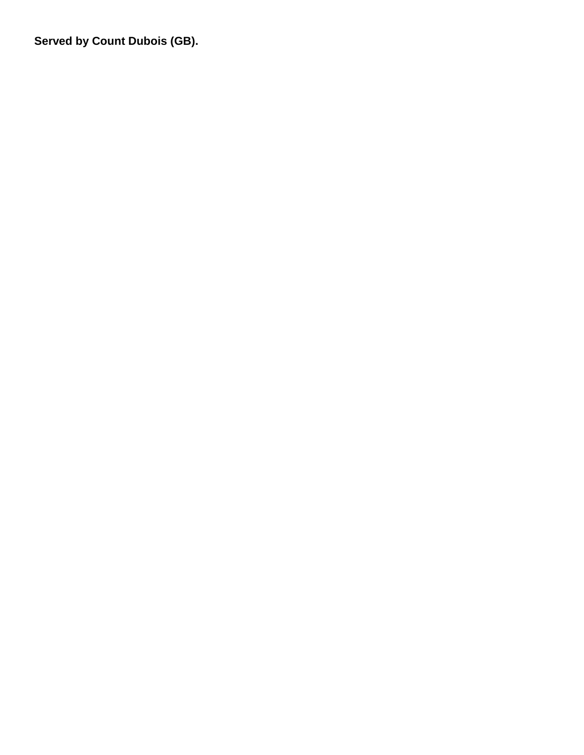**Served by Count Dubois (GB).**